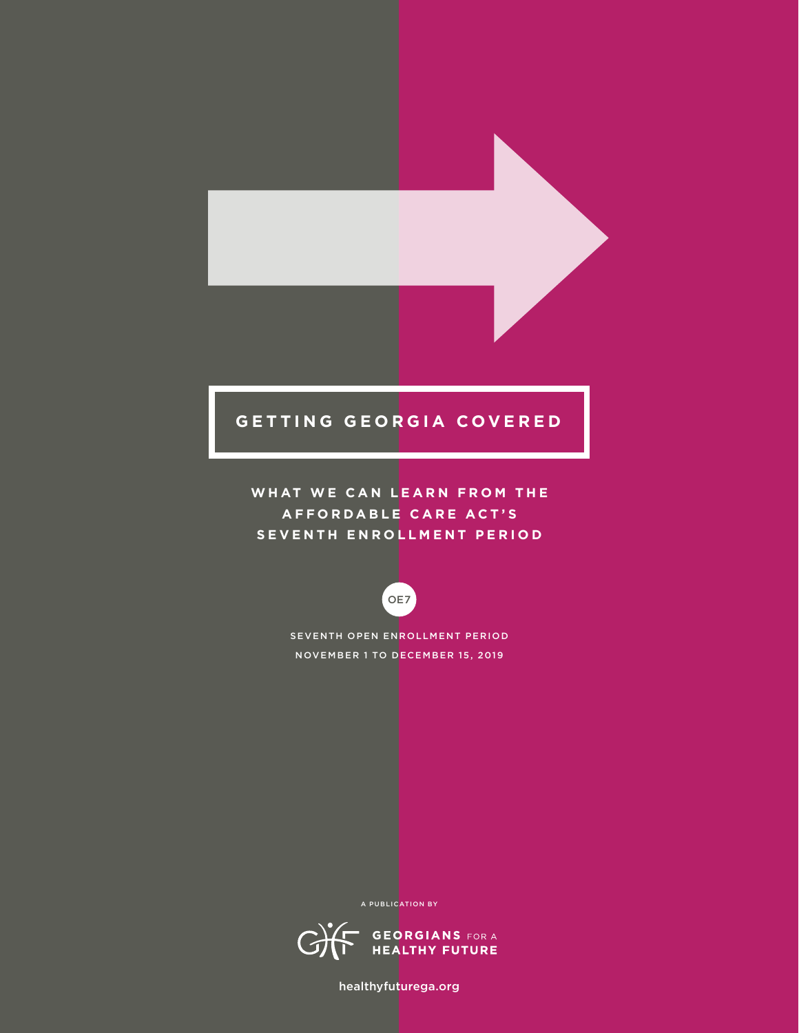# GETTING GEORGIA COVERED

## WHAT WE CAN LEARN FROM THE AFFORDABLE CARE ACT'S SEVENTH ENROLLMENT PERIOD

OE7

SEVENTH OPEN ENROLLMENT PERIOD
NOVEMBER 1 TO DECEMBER 15, 2019

A PUBLICATION BY

GEORGIANS FOR A HEALTHY FUTURE

healthyfuturega.org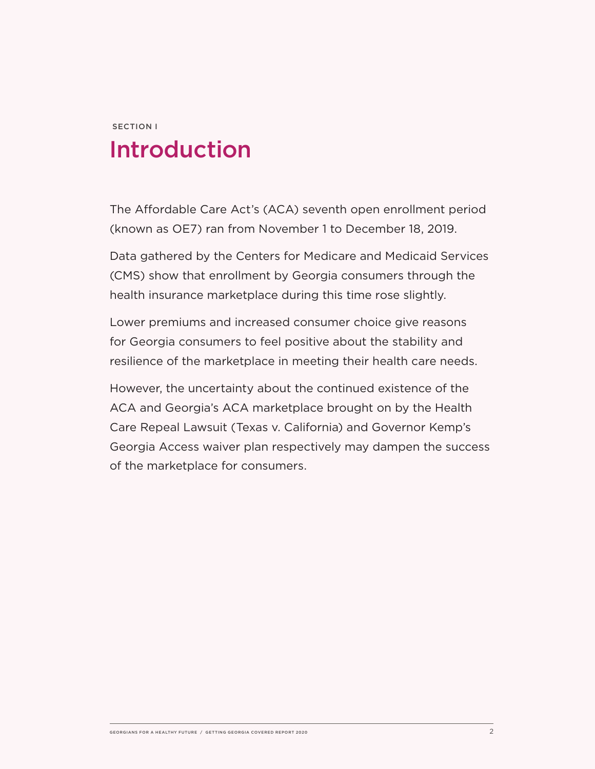SECTION I

# Introduction

The Affordable Care Act's (ACA) seventh open enrollment period (known as OE7) ran from November 1 to December 18, 2019.

Data gathered by the Centers for Medicare and Medicaid Services (CMS) show that enrollment by Georgia consumers through the health insurance marketplace during this time rose slightly.

Lower premiums and increased consumer choice give reasons for Georgia consumers to feel positive about the stability and resilience of the marketplace in meeting their health care needs.

However, the uncertainty about the continued existence of the ACA and Georgia's ACA marketplace brought on by the Health Care Repeal Lawsuit (Texas v. California) and Governor Kemp's Georgia Access waiver plan respectively may dampen the success of the marketplace for consumers.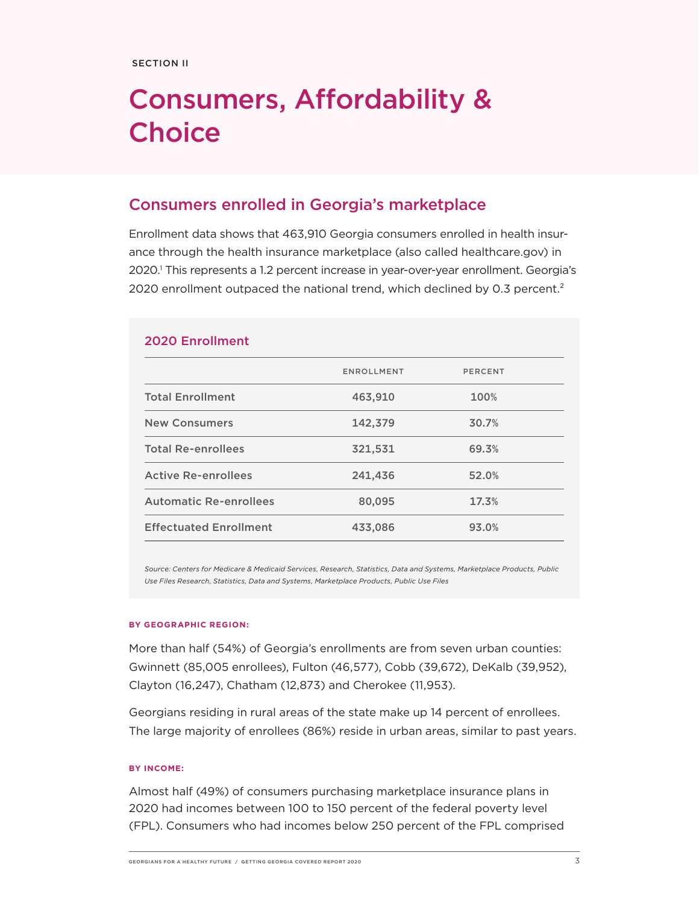SECTION II

# Consumers, Affordability & Choice

## Consumers enrolled in Georgia's marketplace

Enrollment data shows that 463,910 Georgia consumers enrolled in health insurance through the health insurance marketplace (also called healthcare.gov) in 2020.[1] This represents a 1.2 percent increase in year-over-year enrollment. Georgia's 2020 enrollment outpaced the national trend, which declined by 0.3 percent.[2]

### 2020 Enrollment

| | ENROLLMENT | PERCENT |
|---|---|---|
| Total Enrollment | 463,910 | 100% |
| New Consumers | 142,379 | 30.7% |
| Total Re-enrollees | 321,531 | 69.3% |
| Active Re-enrollees | 241,436 | 52.0% |
| Automatic Re-enrollees | 80,095 | 17.3% |
| Effectuated Enrollment | 433,086 | 93.0% |

*Source: Centers for Medicare & Medicaid Services, Research, Statistics, Data and Systems, Marketplace Products, Public Use Files Research, Statistics, Data and Systems, Marketplace Products, Public Use Files*

**BY GEOGRAPHIC REGION:**

More than half (54%) of Georgia's enrollments are from seven urban counties: Gwinnett (85,005 enrollees), Fulton (46,577), Cobb (39,672), DeKalb (39,952), Clayton (16,247), Chatham (12,873) and Cherokee (11,953).

Georgians residing in rural areas of the state make up 14 percent of enrollees. The large majority of enrollees (86%) reside in urban areas, similar to past years.

**BY INCOME:**

Almost half (49%) of consumers purchasing marketplace insurance plans in 2020 had incomes between 100 to 150 percent of the federal poverty level (FPL). Consumers who had incomes below 250 percent of the FPL comprised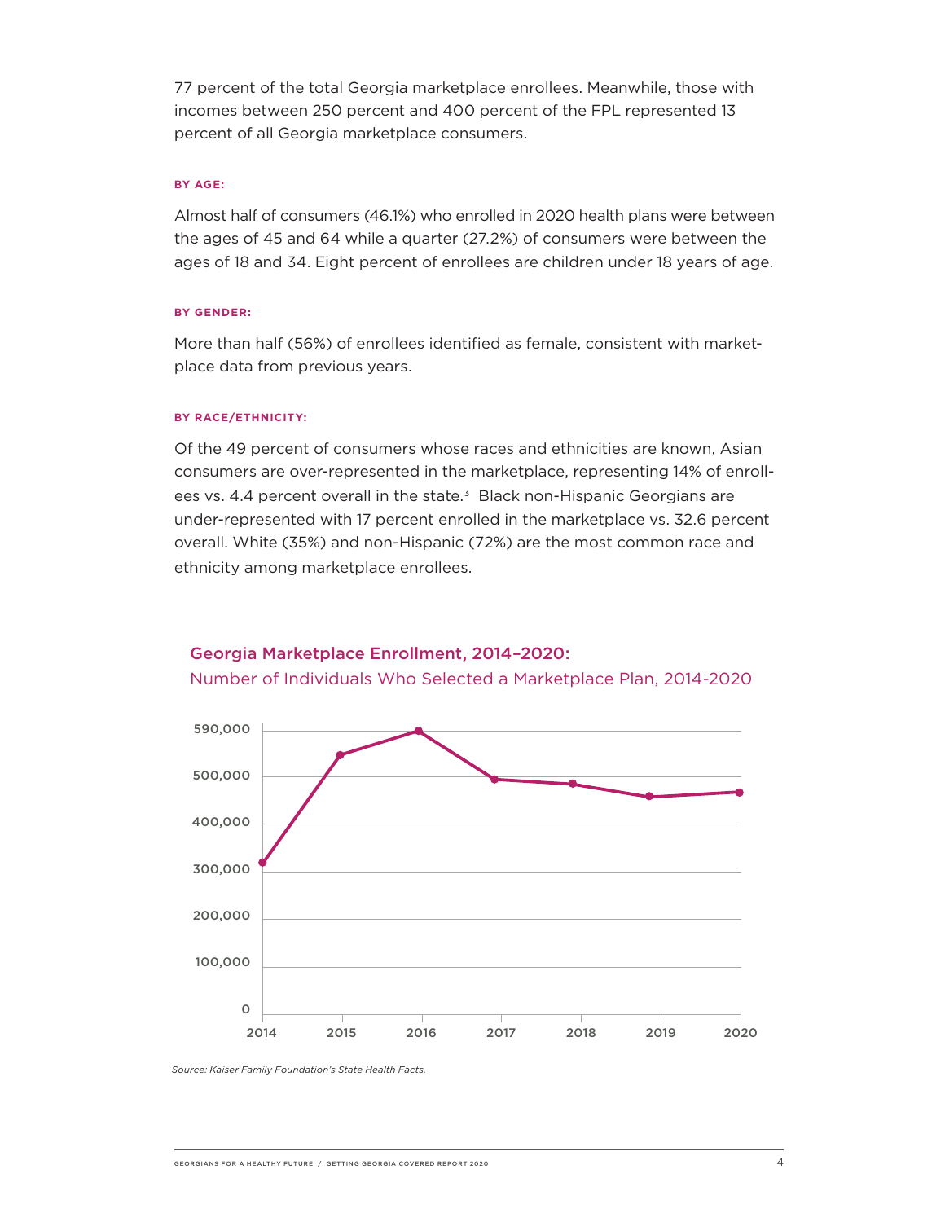77 percent of the total Georgia marketplace enrollees. Meanwhile, those with incomes between 250 percent and 400 percent of the FPL represented 13 percent of all Georgia marketplace consumers.

#### BY AGE:

Almost half of consumers (46.1%) who enrolled in 2020 health plans were between the ages of 45 and 64 while a quarter (27.2%) of consumers were between the ages of 18 and 34. Eight percent of enrollees are children under 18 years of age.

#### BY GENDER:

More than half (56%) of enrollees identified as female, consistent with marketplace data from previous years.

#### BY RACE/ETHNICITY:

Of the 49 percent of consumers whose races and ethnicities are known, Asian consumers are over-represented in the marketplace, representing 14% of enrollees vs. 4.4 percent overall in the state.[3] Black non-Hispanic Georgians are under-represented with 17 percent enrolled in the marketplace vs. 32.6 percent overall. White (35%) and non-Hispanic (72%) are the most common race and ethnicity among marketplace enrollees.

### Georgia Marketplace Enrollment, 2014–2020:

Number of Individuals Who Selected a Marketplace Plan, 2014-2020

*Source: Kaiser Family Foundation's State Health Facts.*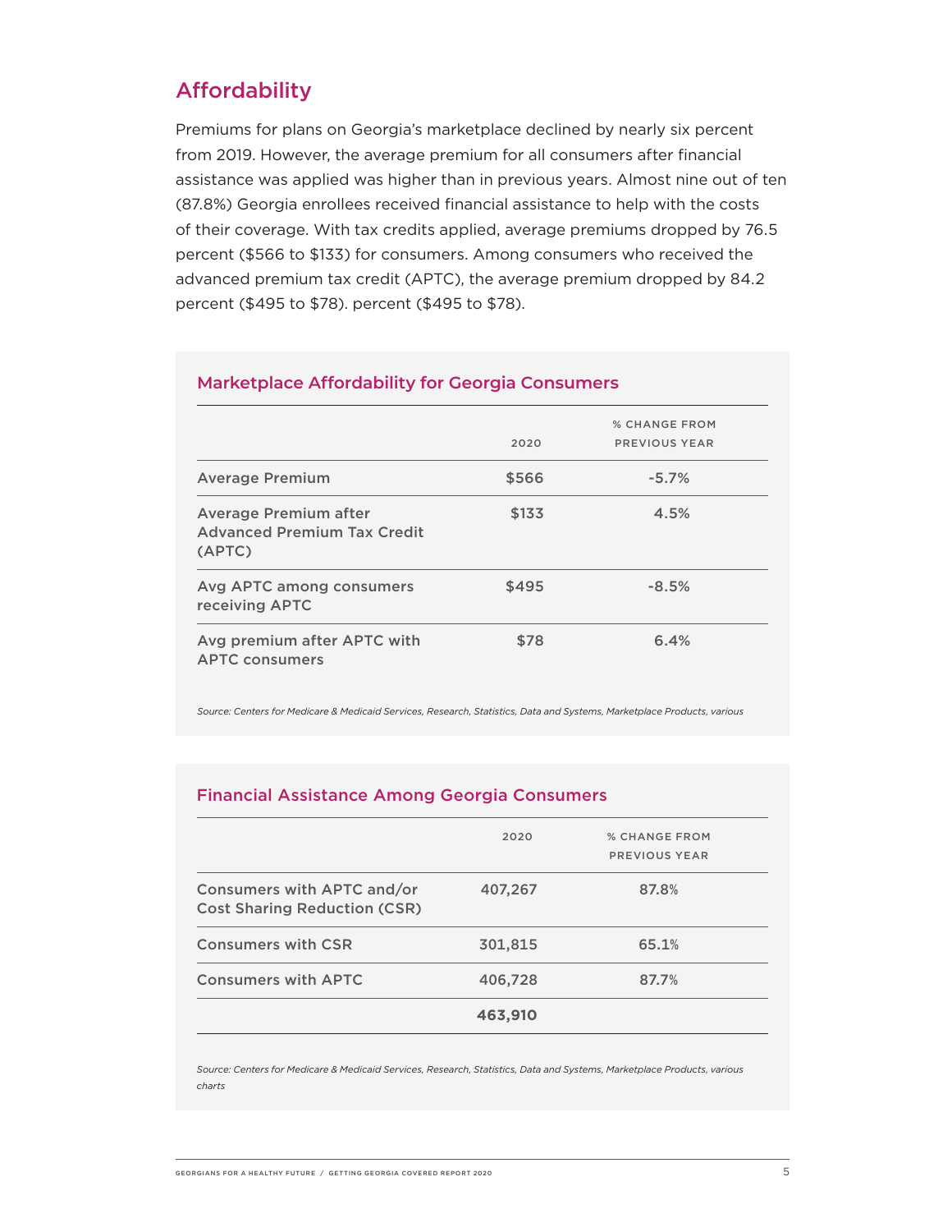## Affordability

Premiums for plans on Georgia's marketplace declined by nearly six percent from 2019. However, the average premium for all consumers after financial assistance was applied was higher than in previous years. Almost nine out of ten (87.8%) Georgia enrollees received financial assistance to help with the costs of their coverage. With tax credits applied, average premiums dropped by 76.5 percent ($566 to $133) for consumers. Among consumers who received the advanced premium tax credit (APTC), the average premium dropped by 84.2 percent ($495 to $78). percent ($495 to $78).

### Marketplace Affordability for Georgia Consumers

| | 2020 | % CHANGE FROM PREVIOUS YEAR |
|---|---|---|
| Average Premium | $566 | -5.7% |
| Average Premium after Advanced Premium Tax Credit (APTC) | $133 | 4.5% |
| Avg APTC among consumers receiving APTC | $495 | -8.5% |
| Avg premium after APTC with APTC consumers | $78 | 6.4% |

*Source: Centers for Medicare & Medicaid Services, Research, Statistics, Data and Systems, Marketplace Products, various*

### Financial Assistance Among Georgia Consumers

| | 2020 | % CHANGE FROM PREVIOUS YEAR |
|---|---|---|
| Consumers with APTC and/or Cost Sharing Reduction (CSR) | 407,267 | 87.8% |
| Consumers with CSR | 301,815 | 65.1% |
| Consumers with APTC | 406,728 | 87.7% |
| | **463,910** | |

*Source: Centers for Medicare & Medicaid Services, Research, Statistics, Data and Systems, Marketplace Products, various charts*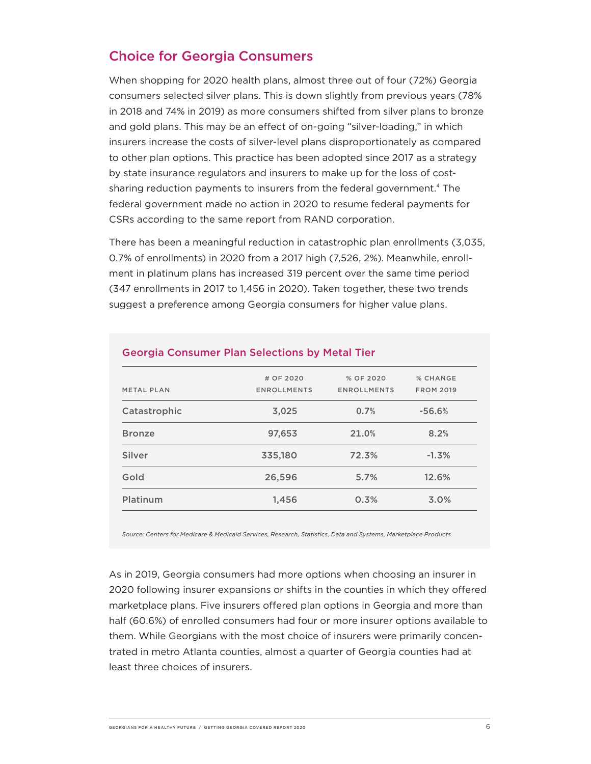## Choice for Georgia Consumers

When shopping for 2020 health plans, almost three out of four (72%) Georgia consumers selected silver plans. This is down slightly from previous years (78% in 2018 and 74% in 2019) as more consumers shifted from silver plans to bronze and gold plans. This may be an effect of on-going "silver-loading," in which insurers increase the costs of silver-level plans disproportionately as compared to other plan options. This practice has been adopted since 2017 as a strategy by state insurance regulators and insurers to make up for the loss of cost-sharing reduction payments to insurers from the federal government.[4] The federal government made no action in 2020 to resume federal payments for CSRs according to the same report from RAND corporation.

There has been a meaningful reduction in catastrophic plan enrollments (3,035, 0.7% of enrollments) in 2020 from a 2017 high (7,526, 2%). Meanwhile, enrollment in platinum plans has increased 319 percent over the same time period (347 enrollments in 2017 to 1,456 in 2020). Taken together, these two trends suggest a preference among Georgia consumers for higher value plans.

### Georgia Consumer Plan Selections by Metal Tier

| METAL PLAN | # OF 2020 ENROLLMENTS | % OF 2020 ENROLLMENTS | % CHANGE FROM 2019 |
|---|---|---|---|
| Catastrophic | 3,025 | 0.7% | -56.6% |
| Bronze | 97,653 | 21.0% | 8.2% |
| Silver | 335,180 | 72.3% | -1.3% |
| Gold | 26,596 | 5.7% | 12.6% |
| Platinum | 1,456 | 0.3% | 3.0% |

*Source: Centers for Medicare & Medicaid Services, Research, Statistics, Data and Systems, Marketplace Products*

As in 2019, Georgia consumers had more options when choosing an insurer in 2020 following insurer expansions or shifts in the counties in which they offered marketplace plans. Five insurers offered plan options in Georgia and more than half (60.6%) of enrolled consumers had four or more insurer options available to them. While Georgians with the most choice of insurers were primarily concentrated in metro Atlanta counties, almost a quarter of Georgia counties had at least three choices of insurers.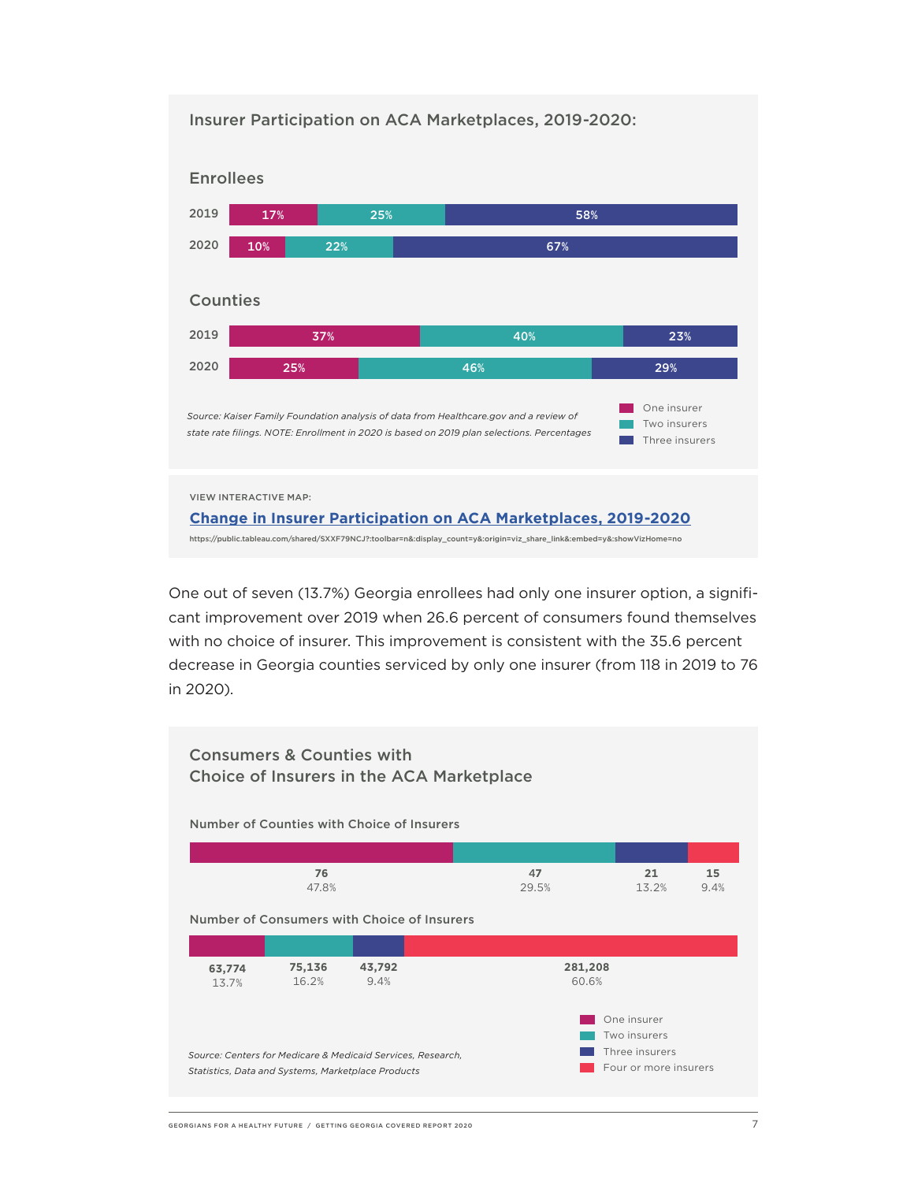### Insurer Participation on ACA Marketplaces, 2019-2020:

**Enrollees**

| Year | One insurer | Two insurers | Three insurers |
|---|---|---|---|
| 2019 | 17% | 25% | 58% |
| 2020 | 10% | 22% | 67% |

**Counties**

| Year | One insurer | Two insurers | Three insurers |
|---|---|---|---|
| 2019 | 37% | 40% | 23% |
| 2020 | 25% | 46% | 29% |

*Source: Kaiser Family Foundation analysis of data from Healthcare.gov and a review of state rate filings. NOTE: Enrollment in 2020 is based on 2019 plan selections. Percentages*

VIEW INTERACTIVE MAP:

**[Change in Insurer Participation on ACA Marketplaces, 2019-2020](https://public.tableau.com/shared/SXXF79NCJ?:toolbar=n&:display_count=y&:origin=viz_share_link&:embed=y&:showVizHome=no)**

https://public.tableau.com/shared/SXXF79NCJ?:toolbar=n&:display_count=y&:origin=viz_share_link&:embed=y&:showVizHome=no

One out of seven (13.7%) Georgia enrollees had only one insurer option, a significant improvement over 2019 when 26.6 percent of consumers found themselves with no choice of insurer. This improvement is consistent with the 35.6 percent decrease in Georgia counties serviced by only one insurer (from 118 in 2019 to 76 in 2020).

### Consumers & Counties with Choice of Insurers in the ACA Marketplace

**Number of Counties with Choice of Insurers**

| One insurer | Two insurers | Three insurers | Four or more insurers |
|---|---|---|---|
| 76 (47.8%) | 47 (29.5%) | 21 (13.2%) | 15 (9.4%) |

**Number of Consumers with Choice of Insurers**

| One insurer | Two insurers | Three insurers | Four or more insurers |
|---|---|---|---|
| 63,774 (13.7%) | 75,136 (16.2%) | 43,792 (9.4%) | 281,208 (60.6%) |

*Source: Centers for Medicare & Medicaid Services, Research, Statistics, Data and Systems, Marketplace Products*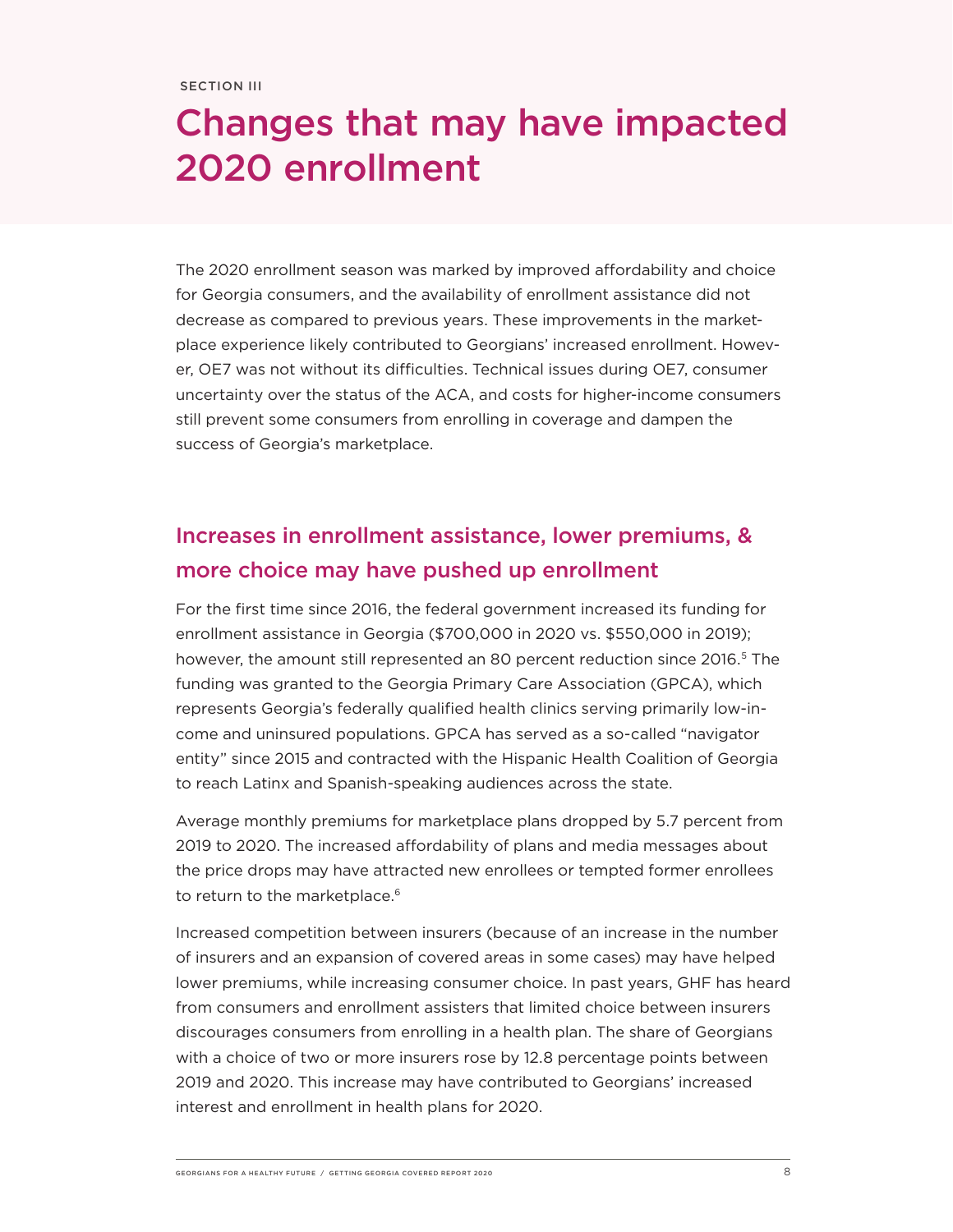SECTION III

# Changes that may have impacted 2020 enrollment

The 2020 enrollment season was marked by improved affordability and choice for Georgia consumers, and the availability of enrollment assistance did not decrease as compared to previous years. These improvements in the marketplace experience likely contributed to Georgians' increased enrollment. However, OE7 was not without its difficulties. Technical issues during OE7, consumer uncertainty over the status of the ACA, and costs for higher-income consumers still prevent some consumers from enrolling in coverage and dampen the success of Georgia's marketplace.

## Increases in enrollment assistance, lower premiums, & more choice may have pushed up enrollment

For the first time since 2016, the federal government increased its funding for enrollment assistance in Georgia ($700,000 in 2020 vs. $550,000 in 2019); however, the amount still represented an 80 percent reduction since 2016.[5] The funding was granted to the Georgia Primary Care Association (GPCA), which represents Georgia's federally qualified health clinics serving primarily low-income and uninsured populations. GPCA has served as a so-called "navigator entity" since 2015 and contracted with the Hispanic Health Coalition of Georgia to reach Latinx and Spanish-speaking audiences across the state.

Average monthly premiums for marketplace plans dropped by 5.7 percent from 2019 to 2020. The increased affordability of plans and media messages about the price drops may have attracted new enrollees or tempted former enrollees to return to the marketplace.[6]

Increased competition between insurers (because of an increase in the number of insurers and an expansion of covered areas in some cases) may have helped lower premiums, while increasing consumer choice. In past years, GHF has heard from consumers and enrollment assisters that limited choice between insurers discourages consumers from enrolling in a health plan. The share of Georgians with a choice of two or more insurers rose by 12.8 percentage points between 2019 and 2020. This increase may have contributed to Georgians' increased interest and enrollment in health plans for 2020.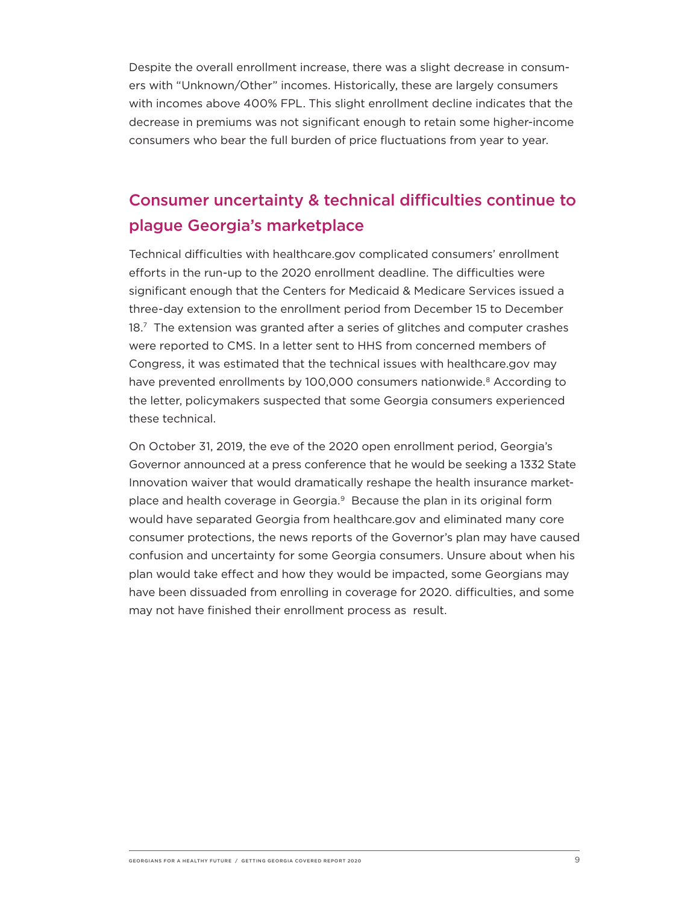Despite the overall enrollment increase, there was a slight decrease in consumers with "Unknown/Other" incomes. Historically, these are largely consumers with incomes above 400% FPL. This slight enrollment decline indicates that the decrease in premiums was not significant enough to retain some higher-income consumers who bear the full burden of price fluctuations from year to year.

## Consumer uncertainty & technical difficulties continue to plague Georgia's marketplace

Technical difficulties with healthcare.gov complicated consumers' enrollment efforts in the run-up to the 2020 enrollment deadline. The difficulties were significant enough that the Centers for Medicaid & Medicare Services issued a three-day extension to the enrollment period from December 15 to December 18.[7] The extension was granted after a series of glitches and computer crashes were reported to CMS. In a letter sent to HHS from concerned members of Congress, it was estimated that the technical issues with healthcare.gov may have prevented enrollments by 100,000 consumers nationwide.[8] According to the letter, policymakers suspected that some Georgia consumers experienced these technical.

On October 31, 2019, the eve of the 2020 open enrollment period, Georgia's Governor announced at a press conference that he would be seeking a 1332 State Innovation waiver that would dramatically reshape the health insurance marketplace and health coverage in Georgia.[9] Because the plan in its original form would have separated Georgia from healthcare.gov and eliminated many core consumer protections, the news reports of the Governor's plan may have caused confusion and uncertainty for some Georgia consumers. Unsure about when his plan would take effect and how they would be impacted, some Georgians may have been dissuaded from enrolling in coverage for 2020. difficulties, and some may not have finished their enrollment process as result.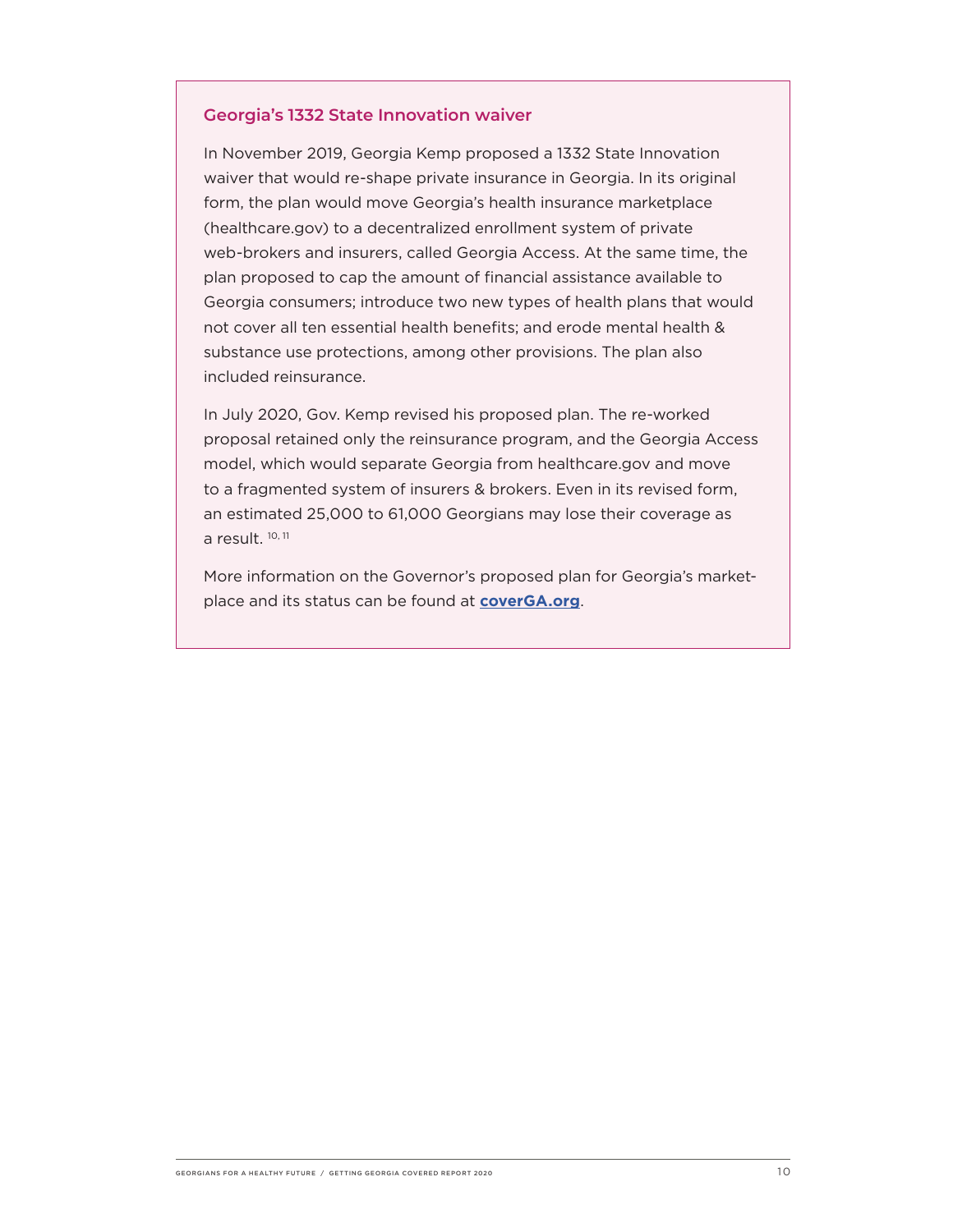### Georgia's 1332 State Innovation waiver

In November 2019, Georgia Kemp proposed a 1332 State Innovation waiver that would re-shape private insurance in Georgia. In its original form, the plan would move Georgia's health insurance marketplace (healthcare.gov) to a decentralized enrollment system of private web-brokers and insurers, called Georgia Access. At the same time, the plan proposed to cap the amount of financial assistance available to Georgia consumers; introduce two new types of health plans that would not cover all ten essential health benefits; and erode mental health & substance use protections, among other provisions. The plan also included reinsurance.

In July 2020, Gov. Kemp revised his proposed plan. The re-worked proposal retained only the reinsurance program, and the Georgia Access model, which would separate Georgia from healthcare.gov and move to a fragmented system of insurers & brokers. Even in its revised form, an estimated 25,000 to 61,000 Georgians may lose their coverage as a result. [10, 11]

More information on the Governor's proposed plan for Georgia's market-place and its status can be found at **coverGA.org**.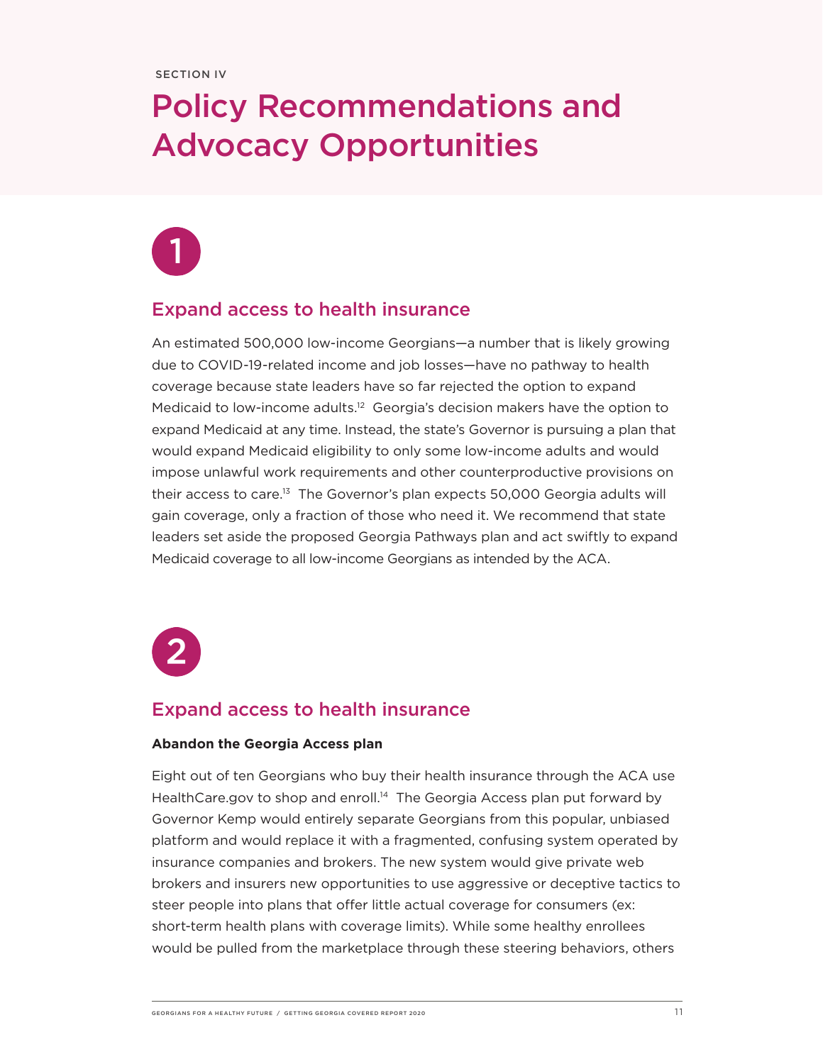SECTION IV

# Policy Recommendations and Advocacy Opportunities

1

## Expand access to health insurance

An estimated 500,000 low-income Georgians—a number that is likely growing due to COVID-19-related income and job losses—have no pathway to health coverage because state leaders have so far rejected the option to expand Medicaid to low-income adults.[12] Georgia's decision makers have the option to expand Medicaid at any time. Instead, the state's Governor is pursuing a plan that would expand Medicaid eligibility to only some low-income adults and would impose unlawful work requirements and other counterproductive provisions on their access to care.[13] The Governor's plan expects 50,000 Georgia adults will gain coverage, only a fraction of those who need it. We recommend that state leaders set aside the proposed Georgia Pathways plan and act swiftly to expand Medicaid coverage to all low-income Georgians as intended by the ACA.

2

## Expand access to health insurance

**Abandon the Georgia Access plan**

Eight out of ten Georgians who buy their health insurance through the ACA use HealthCare.gov to shop and enroll.[14] The Georgia Access plan put forward by Governor Kemp would entirely separate Georgians from this popular, unbiased platform and would replace it with a fragmented, confusing system operated by insurance companies and brokers. The new system would give private web brokers and insurers new opportunities to use aggressive or deceptive tactics to steer people into plans that offer little actual coverage for consumers (ex: short-term health plans with coverage limits). While some healthy enrollees would be pulled from the marketplace through these steering behaviors, others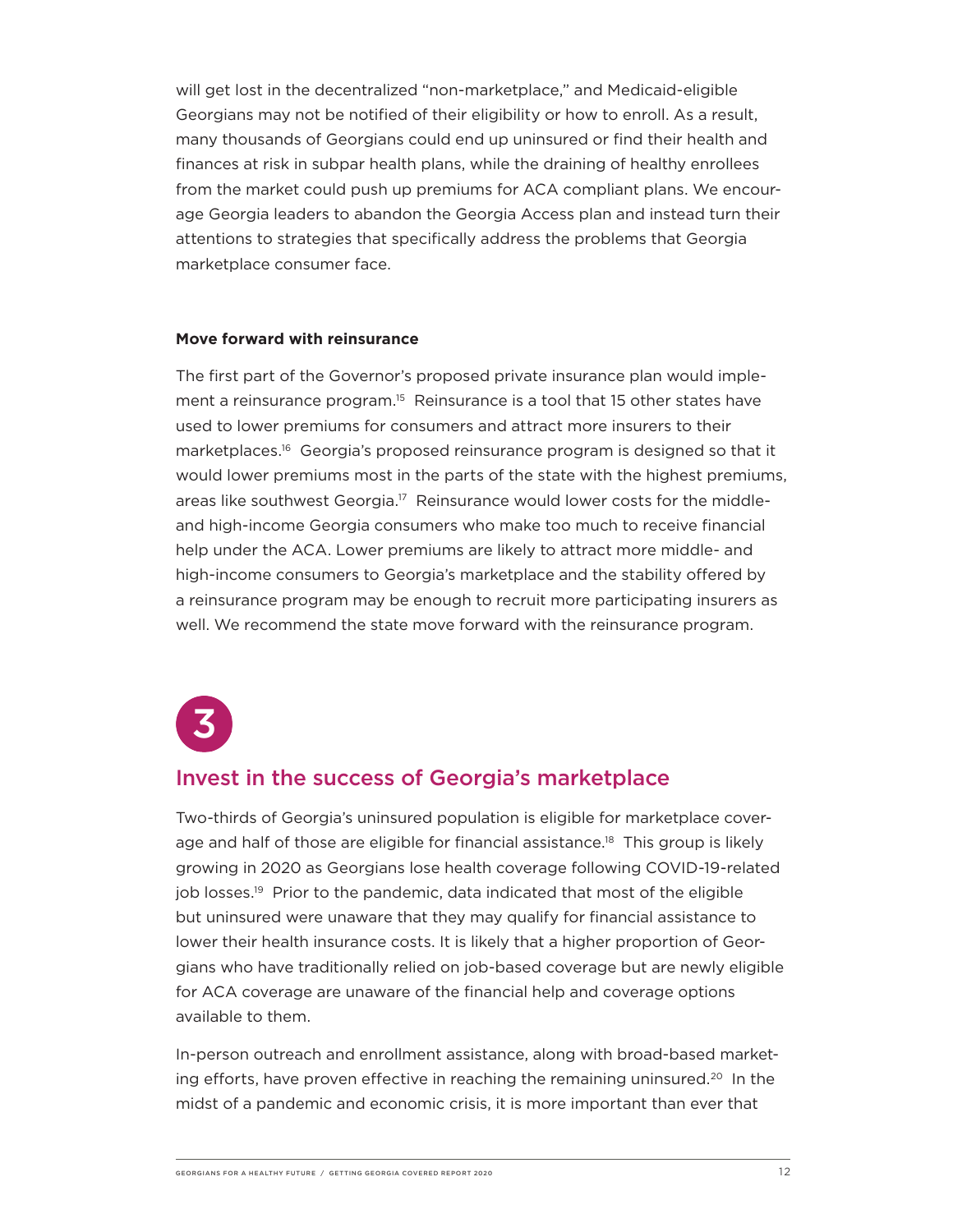will get lost in the decentralized "non-marketplace," and Medicaid-eligible Georgians may not be notified of their eligibility or how to enroll. As a result, many thousands of Georgians could end up uninsured or find their health and finances at risk in subpar health plans, while the draining of healthy enrollees from the market could push up premiums for ACA compliant plans. We encourage Georgia leaders to abandon the Georgia Access plan and instead turn their attentions to strategies that specifically address the problems that Georgia marketplace consumer face.

**Move forward with reinsurance**

The first part of the Governor's proposed private insurance plan would implement a reinsurance program.[15] Reinsurance is a tool that 15 other states have used to lower premiums for consumers and attract more insurers to their marketplaces.[16] Georgia's proposed reinsurance program is designed so that it would lower premiums most in the parts of the state with the highest premiums, areas like southwest Georgia.[17] Reinsurance would lower costs for the middle- and high-income Georgia consumers who make too much to receive financial help under the ACA. Lower premiums are likely to attract more middle- and high-income consumers to Georgia's marketplace and the stability offered by a reinsurance program may be enough to recruit more participating insurers as well. We recommend the state move forward with the reinsurance program.

3

## Invest in the success of Georgia's marketplace

Two-thirds of Georgia's uninsured population is eligible for marketplace coverage and half of those are eligible for financial assistance.[18] This group is likely growing in 2020 as Georgians lose health coverage following COVID-19-related job losses.[19] Prior to the pandemic, data indicated that most of the eligible but uninsured were unaware that they may qualify for financial assistance to lower their health insurance costs. It is likely that a higher proportion of Georgians who have traditionally relied on job-based coverage but are newly eligible for ACA coverage are unaware of the financial help and coverage options available to them.

In-person outreach and enrollment assistance, along with broad-based marketing efforts, have proven effective in reaching the remaining uninsured.[20] In the midst of a pandemic and economic crisis, it is more important than ever that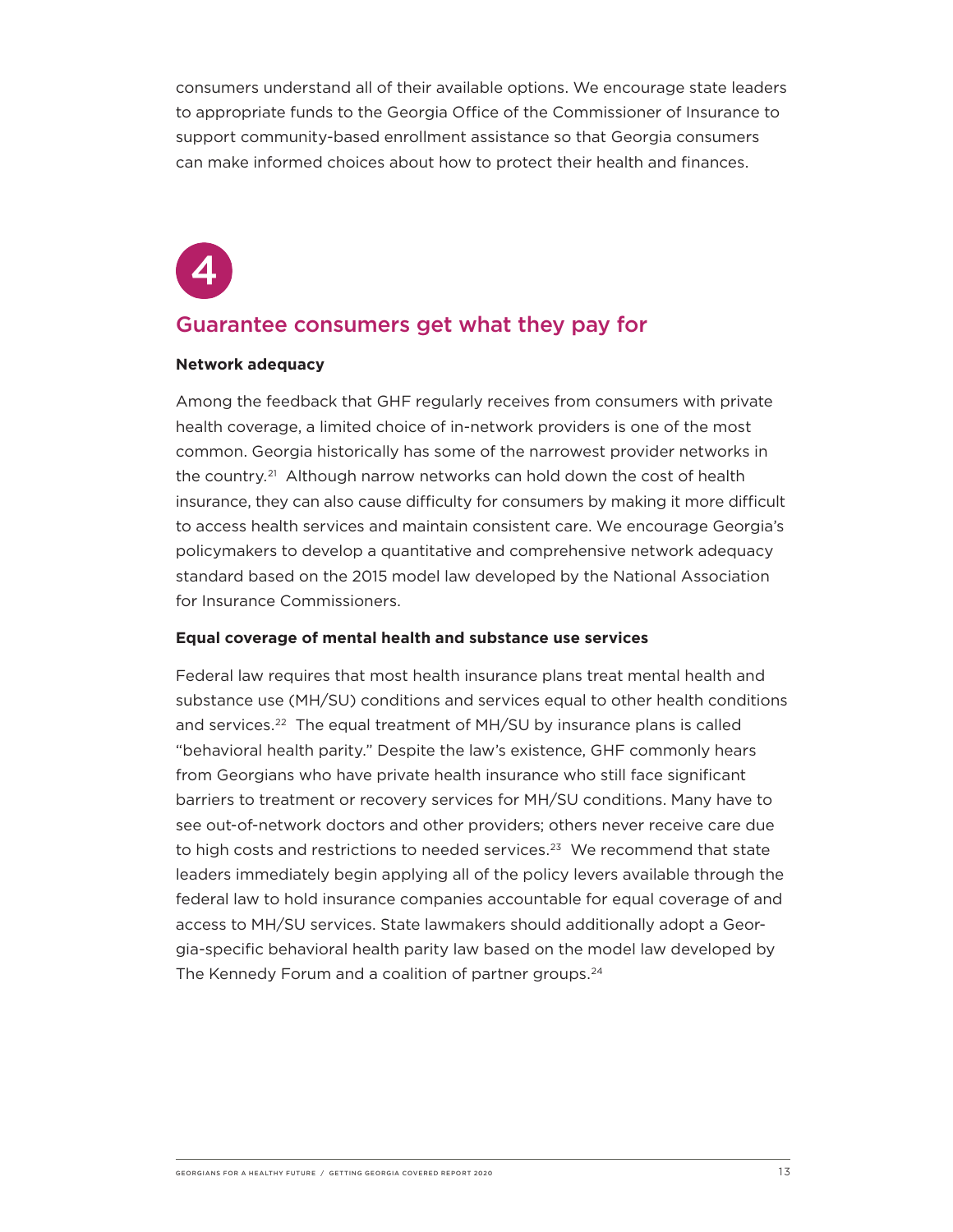consumers understand all of their available options. We encourage state leaders to appropriate funds to the Georgia Office of the Commissioner of Insurance to support community-based enrollment assistance so that Georgia consumers can make informed choices about how to protect their health and finances.

4

## Guarantee consumers get what they pay for

**Network adequacy**

Among the feedback that GHF regularly receives from consumers with private health coverage, a limited choice of in-network providers is one of the most common. Georgia historically has some of the narrowest provider networks in the country.[21] Although narrow networks can hold down the cost of health insurance, they can also cause difficulty for consumers by making it more difficult to access health services and maintain consistent care. We encourage Georgia's policymakers to develop a quantitative and comprehensive network adequacy standard based on the 2015 model law developed by the National Association for Insurance Commissioners.

**Equal coverage of mental health and substance use services**

Federal law requires that most health insurance plans treat mental health and substance use (MH/SU) conditions and services equal to other health conditions and services.[22] The equal treatment of MH/SU by insurance plans is called "behavioral health parity." Despite the law's existence, GHF commonly hears from Georgians who have private health insurance who still face significant barriers to treatment or recovery services for MH/SU conditions. Many have to see out-of-network doctors and other providers; others never receive care due to high costs and restrictions to needed services.[23] We recommend that state leaders immediately begin applying all of the policy levers available through the federal law to hold insurance companies accountable for equal coverage of and access to MH/SU services. State lawmakers should additionally adopt a Georgia-specific behavioral health parity law based on the model law developed by The Kennedy Forum and a coalition of partner groups.[24]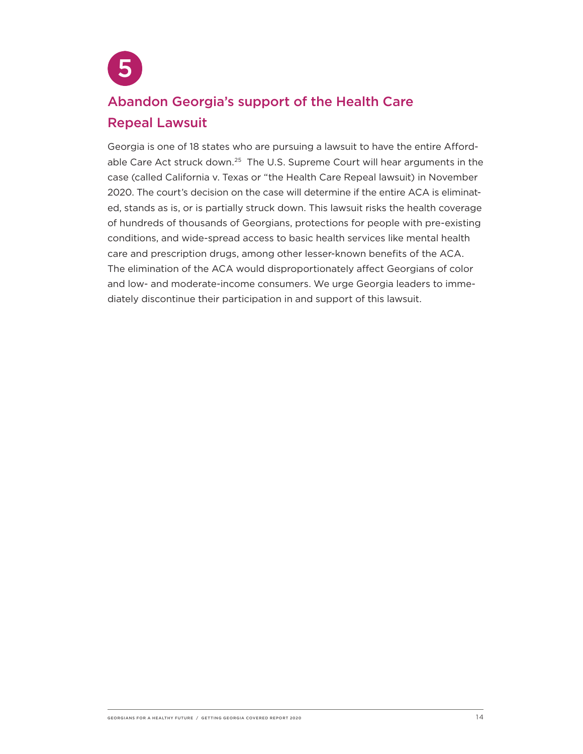5

## Abandon Georgia's support of the Health Care Repeal Lawsuit

Georgia is one of 18 states who are pursuing a lawsuit to have the entire Affordable Care Act struck down.[25] The U.S. Supreme Court will hear arguments in the case (called California v. Texas or "the Health Care Repeal lawsuit) in November 2020. The court's decision on the case will determine if the entire ACA is eliminated, stands as is, or is partially struck down. This lawsuit risks the health coverage of hundreds of thousands of Georgians, protections for people with pre-existing conditions, and wide-spread access to basic health services like mental health care and prescription drugs, among other lesser-known benefits of the ACA. The elimination of the ACA would disproportionately affect Georgians of color and low- and moderate-income consumers. We urge Georgia leaders to immediately discontinue their participation in and support of this lawsuit.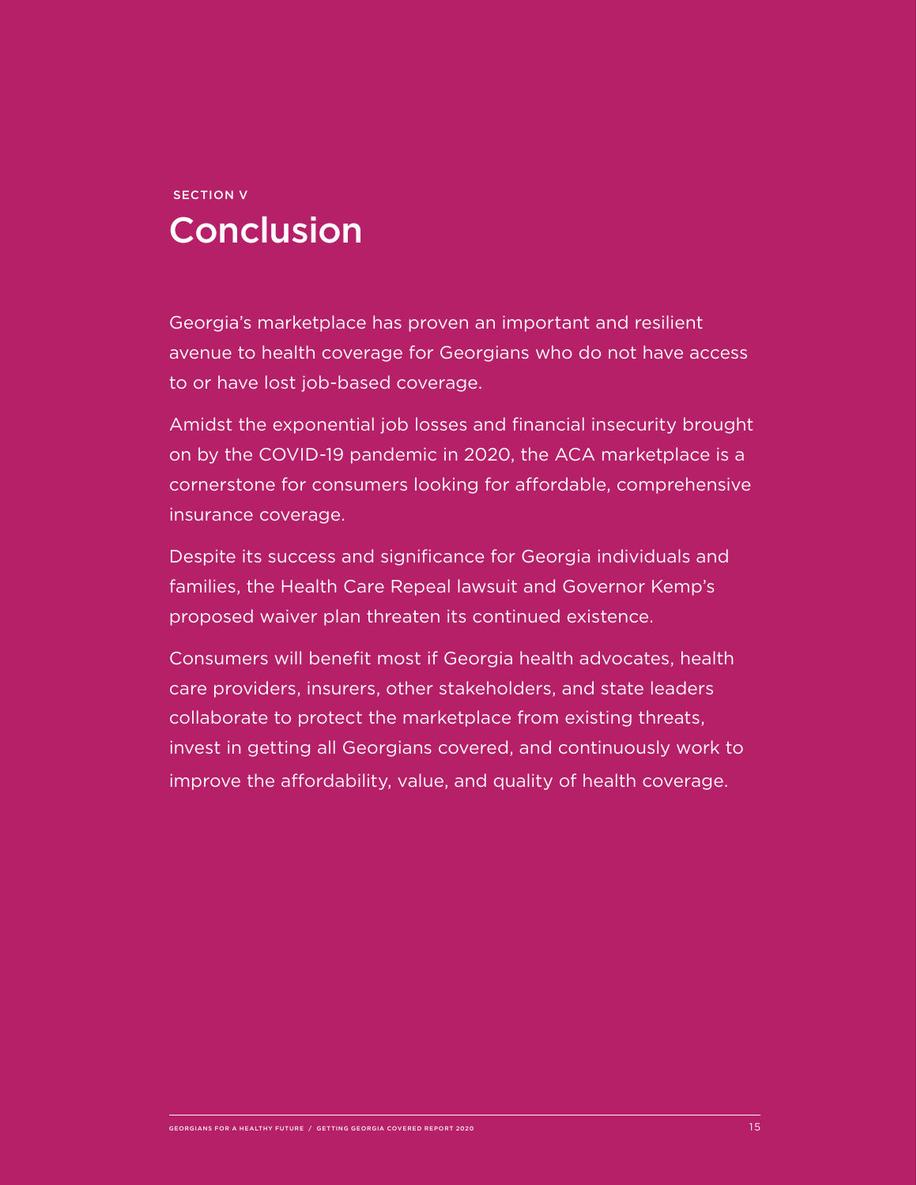SECTION V

# Conclusion

Georgia's marketplace has proven an important and resilient avenue to health coverage for Georgians who do not have access to or have lost job-based coverage.

Amidst the exponential job losses and financial insecurity brought on by the COVID-19 pandemic in 2020, the ACA marketplace is a cornerstone for consumers looking for affordable, comprehensive insurance coverage.

Despite its success and significance for Georgia individuals and families, the Health Care Repeal lawsuit and Governor Kemp's proposed waiver plan threaten its continued existence.

Consumers will benefit most if Georgia health advocates, health care providers, insurers, other stakeholders, and state leaders collaborate to protect the marketplace from existing threats, invest in getting all Georgians covered, and continuously work to improve the affordability, value, and quality of health coverage.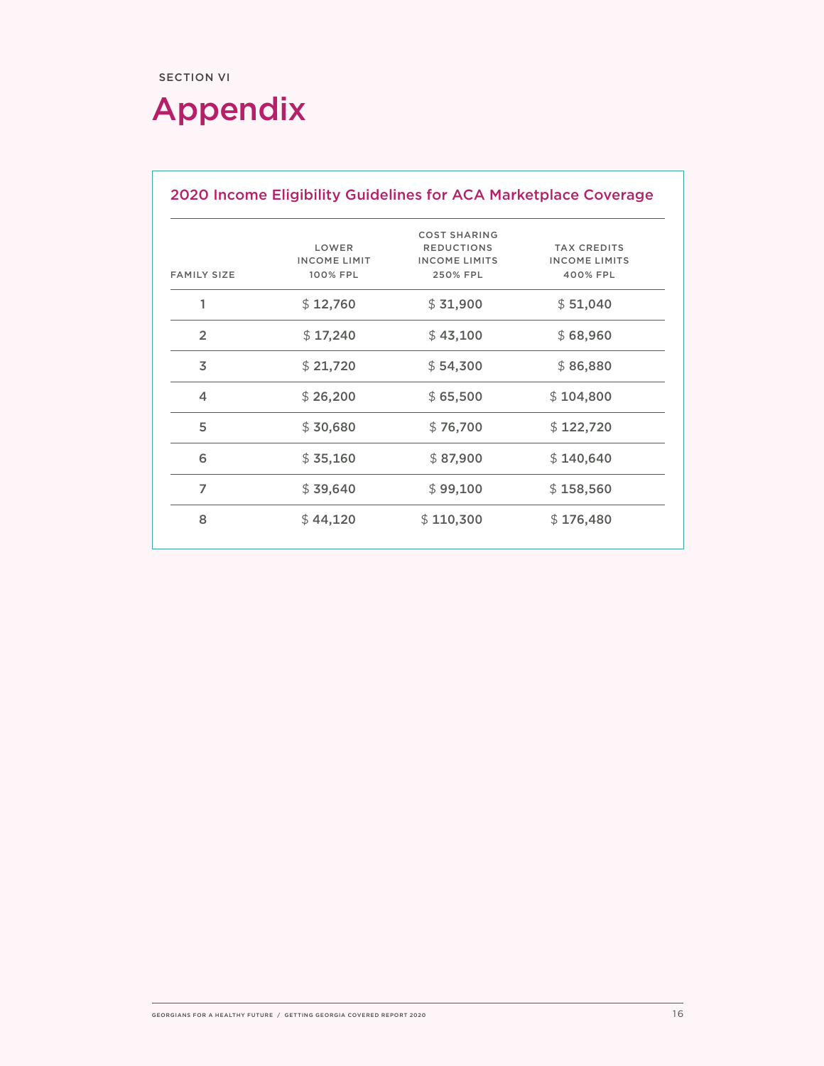SECTION VI

# Appendix

## 2020 Income Eligibility Guidelines for ACA Marketplace Coverage

| FAMILY SIZE | LOWER INCOME LIMIT 100% FPL | COST SHARING REDUCTIONS INCOME LIMITS 250% FPL | TAX CREDITS INCOME LIMITS 400% FPL |
|---|---|---|---|
| 1 | $ 12,760 | $ 31,900 | $ 51,040 |
| 2 | $ 17,240 | $ 43,100 | $ 68,960 |
| 3 | $ 21,720 | $ 54,300 | $ 86,880 |
| 4 | $ 26,200 | $ 65,500 | $ 104,800 |
| 5 | $ 30,680 | $ 76,700 | $ 122,720 |
| 6 | $ 35,160 | $ 87,900 | $ 140,640 |
| 7 | $ 39,640 | $ 99,100 | $ 158,560 |
| 8 | $ 44,120 | $ 110,300 | $ 176,480 |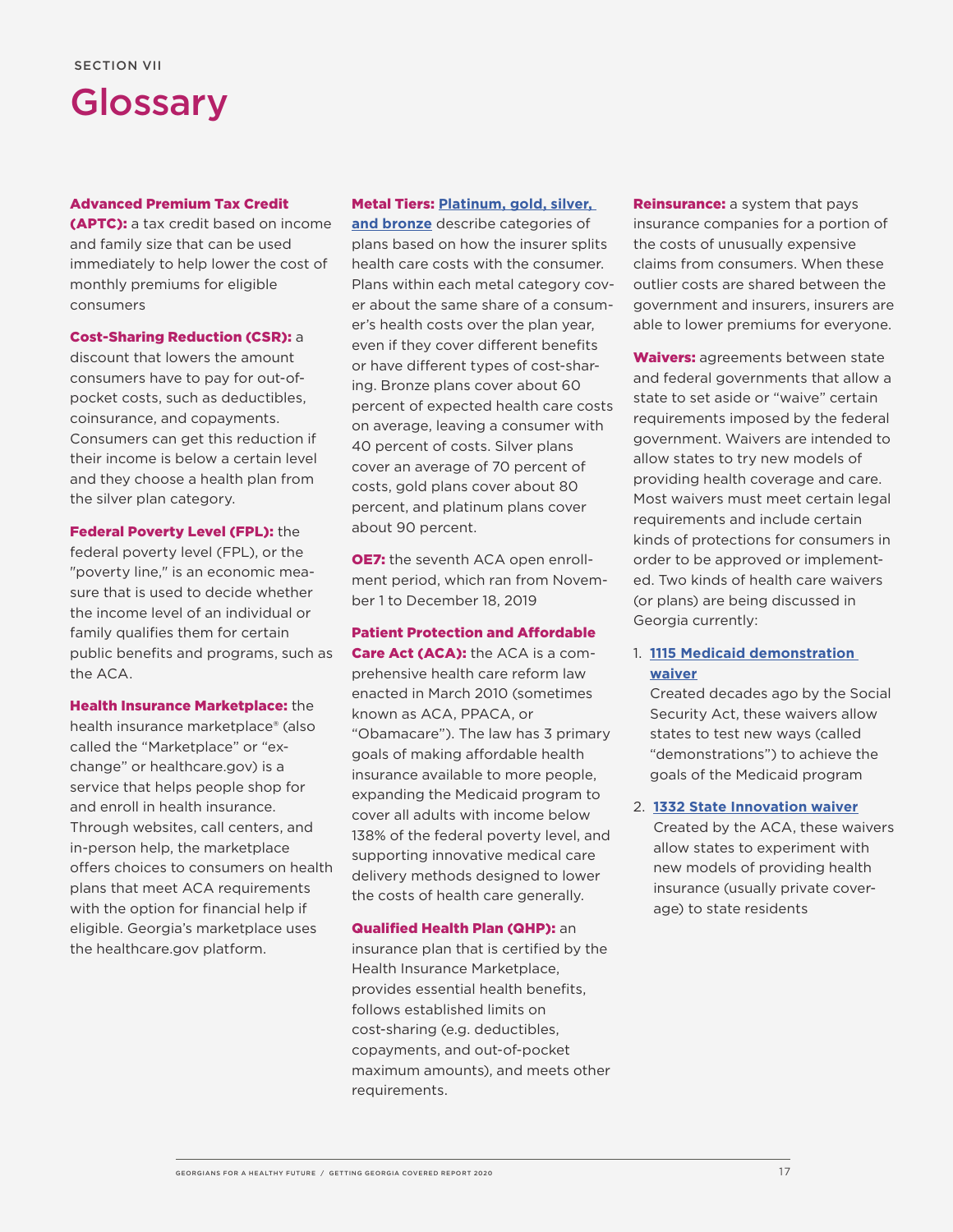SECTION VII

# Glossary

**Advanced Premium Tax Credit (APTC):** a tax credit based on income and family size that can be used immediately to help lower the cost of monthly premiums for eligible consumers

**Cost-Sharing Reduction (CSR):** a discount that lowers the amount consumers have to pay for out-of-pocket costs, such as deductibles, coinsurance, and copayments. Consumers can get this reduction if their income is below a certain level and they choose a health plan from the silver plan category.

**Federal Poverty Level (FPL):** the federal poverty level (FPL), or the "poverty line," is an economic measure that is used to decide whether the income level of an individual or family qualifies them for certain public benefits and programs, such as the ACA.

**Health Insurance Marketplace:** the health insurance marketplace® (also called the "Marketplace" or "exchange" or healthcare.gov) is a service that helps people shop for and enroll in health insurance. Through websites, call centers, and in-person help, the marketplace offers choices to consumers on health plans that meet ACA requirements with the option for financial help if eligible. Georgia's marketplace uses the healthcare.gov platform.

**Metal Tiers:** Platinum, gold, silver, and bronze describe categories of plans based on how the insurer splits health care costs with the consumer. Plans within each metal category cover about the same share of a consumer's health costs over the plan year, even if they cover different benefits or have different types of cost-sharing. Bronze plans cover about 60 percent of expected health care costs on average, leaving a consumer with 40 percent of costs. Silver plans cover an average of 70 percent of costs, gold plans cover about 80 percent, and platinum plans cover about 90 percent.

**OE7:** the seventh ACA open enrollment period, which ran from November 1 to December 18, 2019

**Patient Protection and Affordable Care Act (ACA):** the ACA is a comprehensive health care reform law enacted in March 2010 (sometimes known as ACA, PPACA, or "Obamacare"). The law has 3 primary goals of making affordable health insurance available to more people, expanding the Medicaid program to cover all adults with income below 138% of the federal poverty level, and supporting innovative medical care delivery methods designed to lower the costs of health care generally.

**Qualified Health Plan (QHP):** an insurance plan that is certified by the Health Insurance Marketplace, provides essential health benefits, follows established limits on cost-sharing (e.g. deductibles, copayments, and out-of-pocket maximum amounts), and meets other requirements.

**Reinsurance:** a system that pays insurance companies for a portion of the costs of unusually expensive claims from consumers. When these outlier costs are shared between the government and insurers, insurers are able to lower premiums for everyone.

**Waivers:** agreements between state and federal governments that allow a state to set aside or "waive" certain requirements imposed by the federal government. Waivers are intended to allow states to try new models of providing health coverage and care. Most waivers must meet certain legal requirements and include certain kinds of protections for consumers in order to be approved or implemented. Two kinds of health care waivers (or plans) are being discussed in Georgia currently:

1. **1115 Medicaid demonstration waiver**
   Created decades ago by the Social Security Act, these waivers allow states to test new ways (called "demonstrations") to achieve the goals of the Medicaid program
2. **1332 State Innovation waiver**
   Created by the ACA, these waivers allow states to experiment with new models of providing health insurance (usually private coverage) to state residents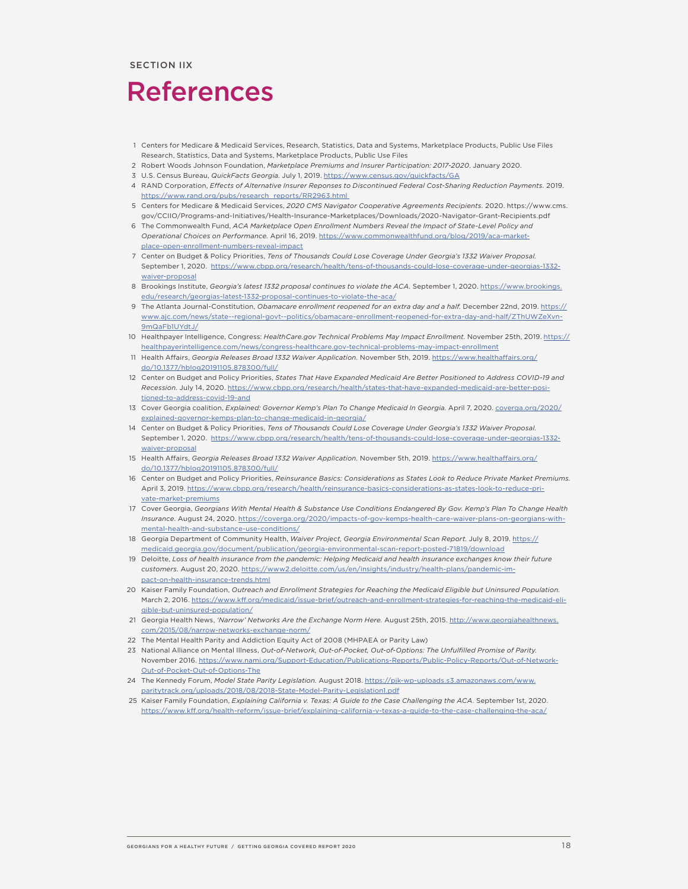SECTION IIX

# References

1. Centers for Medicare & Medicaid Services, Research, Statistics, Data and Systems, Marketplace Products, Public Use Files Research, Statistics, Data and Systems, Marketplace Products, Public Use Files
2. Robert Woods Johnson Foundation, *Marketplace Premiums and Insurer Participation: 2017-2020*. January 2020.
3. U.S. Census Bureau, *QuickFacts Georgia.* July 1, 2019. https://www.census.gov/quickfacts/GA
4. RAND Corporation, *Effects of Alternative Insurer Reponses to Discontinued Federal Cost-Sharing Reduction Payments.* 2019. https://www.rand.org/pubs/research_reports/RR2963.html
5. Centers for Medicare & Medicaid Services, *2020 CMS Navigator Cooperative Agreements Recipients.* 2020. https://www.cms.gov/CCIIO/Programs-and-Initiatives/Health-Insurance-Marketplaces/Downloads/2020-Navigator-Grant-Recipients.pdf
6. The Commonwealth Fund, *ACA Marketplace Open Enrollment Numbers Reveal the Impact of State-Level Policy and Operational Choices on Performance.* April 16, 2019. https://www.commonwealthfund.org/blog/2019/aca-marketplace-open-enrollment-numbers-reveal-impact
7. Center on Budget & Policy Priorities, *Tens of Thousands Could Lose Coverage Under Georgia's 1332 Waiver Proposal.* September 1, 2020. https://www.cbpp.org/research/health/tens-of-thousands-could-lose-coverage-under-georgias-1332-waiver-proposal
8. Brookings Institute, *Georgia's latest 1332 proposal continues to violate the ACA.* September 1, 2020. https://www.brookings.edu/research/georgias-latest-1332-proposal-continues-to-violate-the-aca/
9. The Atlanta Journal-Constitution, *Obamacare enrollment reopened for an extra day and a half.* December 22nd, 2019. https://www.ajc.com/news/state--regional-govt--politics/obamacare-enrollment-reopened-for-extra-day-and-half/ZThUWZeXvn9mQaFb1UYdtJ/
10. Healthpayer Intelligence, Congress: *HealthCare.gov Technical Problems May Impact Enrollment.* November 25th, 2019. https://healthpayerintelligence.com/news/congress-healthcare.gov-technical-problems-may-impact-enrollment
11. Health Affairs, *Georgia Releases Broad 1332 Waiver Application.* November 5th, 2019. https://www.healthaffairs.org/do/10.1377/hblog20191105.878300/full/
12. Center on Budget and Policy Priorities, *States That Have Expanded Medicaid Are Better Positioned to Address COVID-19 and Recession.* July 14, 2020. https://www.cbpp.org/research/health/states-that-have-expanded-medicaid-are-better-positioned-to-address-covid-19-and
13. Cover Georgia coalition, *Explained: Governor Kemp's Plan To Change Medicaid In Georgia.* April 7, 2020. coverga.org/2020/explained-governor-kemps-plan-to-change-medicaid-in-georgia/
14. Center on Budget & Policy Priorities, *Tens of Thousands Could Lose Coverage Under Georgia's 1332 Waiver Proposal.* September 1, 2020. https://www.cbpp.org/research/health/tens-of-thousands-could-lose-coverage-under-georgias-1332-waiver-proposal
15. Health Affairs, *Georgia Releases Broad 1332 Waiver Application.* November 5th, 2019. https://www.healthaffairs.org/do/10.1377/hblog20191105.878300/full/
16. Center on Budget and Policy Priorities, *Reinsurance Basics: Considerations as States Look to Reduce Private Market Premiums.* April 3, 2019. https://www.cbpp.org/research/health/reinsurance-basics-considerations-as-states-look-to-reduce-private-market-premiums
17. Cover Georgia, *Georgians With Mental Health & Substance Use Conditions Endangered By Gov. Kemp's Plan To Change Health Insurance.* August 24, 2020. https://coverga.org/2020/impacts-of-gov-kemps-health-care-waiver-plans-on-georgians-with-mental-health-and-substance-use-conditions/
18. Georgia Department of Community Health, *Waiver Project, Georgia Environmental Scan Report.* July 8, 2019. https://medicaid.georgia.gov/document/publication/georgia-environmental-scan-report-posted-71819/download
19. Deloitte, *Loss of health insurance from the pandemic: Helping Medicaid and health insurance exchanges know their future customers.* August 20, 2020. https://www2.deloitte.com/us/en/insights/industry/health-plans/pandemic-impact-on-health-insurance-trends.html
20. Kaiser Family Foundation, *Outreach and Enrollment Strategies for Reaching the Medicaid Eligible but Uninsured Population.* March 2, 2016. https://www.kff.org/medicaid/issue-brief/outreach-and-enrollment-strategies-for-reaching-the-medicaid-eligible-but-uninsured-population/
21. Georgia Health News, *'Narrow' Networks Are the Exchange Norm Here.* August 25th, 2015. http://www.georgiahealthnews.com/2015/08/narrow-networks-exchange-norm/
22. The Mental Health Parity and Addiction Equity Act of 2008 (MHPAEA or Parity Law)
23. National Alliance on Mental Illness, *Out-of-Network, Out-of-Pocket, Out-of-Options: The Unfulfilled Promise of Parity.* November 2016. https://www.nami.org/Support-Education/Publications-Reports/Public-Policy-Reports/Out-of-Network-Out-of-Pocket-Out-of-Options-The
24. The Kennedy Forum, *Model State Parity Legislation.* August 2018. https://pjk-wp-uploads.s3.amazonaws.com/www.paritytrack.org/uploads/2018/08/2018-State-Model-Parity-Legislation1.pdf
25. Kaiser Family Foundation, *Explaining California v. Texas: A Guide to the Case Challenging the ACA.* September 1st, 2020. https://www.kff.org/health-reform/issue-brief/explaining-california-v-texas-a-guide-to-the-case-challenging-the-aca/